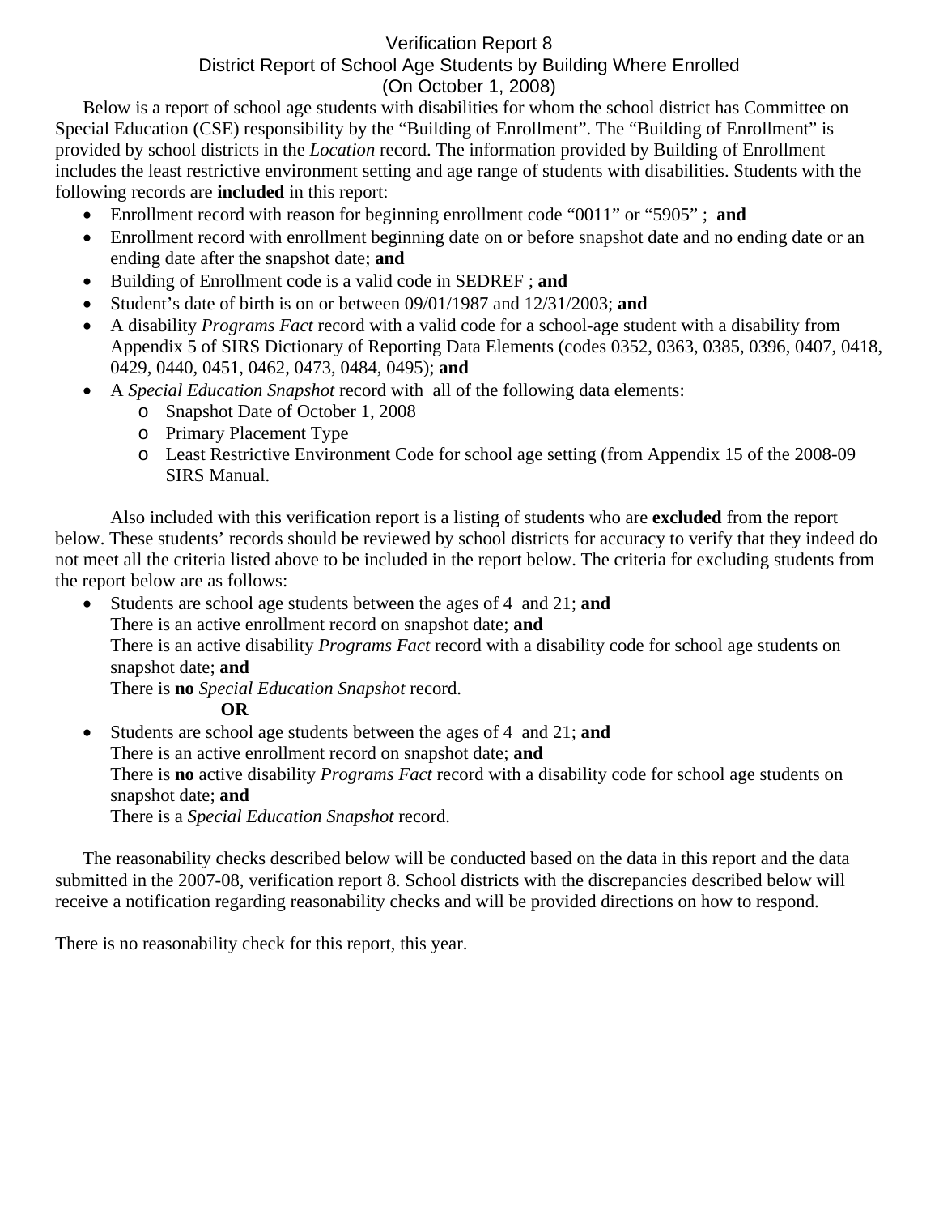# Verification Report 8
## District Report of School Age Students by Building Where Enrolled
## (On October 1, 2008)

Below is a report of school age students with disabilities for whom the school district has Committee on Special Education (CSE) responsibility by the "Building of Enrollment". The "Building of Enrollment" is provided by school districts in the *Location* record. The information provided by Building of Enrollment includes the least restrictive environment setting and age range of students with disabilities. Students with the following records are **included** in this report:

- Enrollment record with reason for beginning enrollment code "0011" or "5905" ; **and**
- Enrollment record with enrollment beginning date on or before snapshot date and no ending date or an ending date after the snapshot date; **and**
- Building of Enrollment code is a valid code in SEDREF ; **and**
- Student's date of birth is on or between 09/01/1987 and 12/31/2003; **and**
- A disability *Programs Fact* record with a valid code for a school-age student with a disability from Appendix 5 of SIRS Dictionary of Reporting Data Elements (codes 0352, 0363, 0385, 0396, 0407, 0418, 0429, 0440, 0451, 0462, 0473, 0484, 0495); **and**
- A *Special Education Snapshot* record with all of the following data elements:
  - Snapshot Date of October 1, 2008
  - Primary Placement Type
  - Least Restrictive Environment Code for school age setting (from Appendix 15 of the 2008-09 SIRS Manual.

Also included with this verification report is a listing of students who are **excluded** from the report below. These students' records should be reviewed by school districts for accuracy to verify that they indeed do not meet all the criteria listed above to be included in the report below. The criteria for excluding students from the report below are as follows:

- Students are school age students between the ages of 4 and 21; **and**
  There is an active enrollment record on snapshot date; **and**
  There is an active disability *Programs Fact* record with a disability code for school age students on snapshot date; **and**
  There is **no** *Special Education Snapshot* record.

  **OR**
- Students are school age students between the ages of 4 and 21; **and**
  There is an active enrollment record on snapshot date; **and**
  There is **no** active disability *Programs Fact* record with a disability code for school age students on snapshot date; **and**
  There is a *Special Education Snapshot* record.

The reasonability checks described below will be conducted based on the data in this report and the data submitted in the 2007-08, verification report 8. School districts with the discrepancies described below will receive a notification regarding reasonability checks and will be provided directions on how to respond.

There is no reasonability check for this report, this year.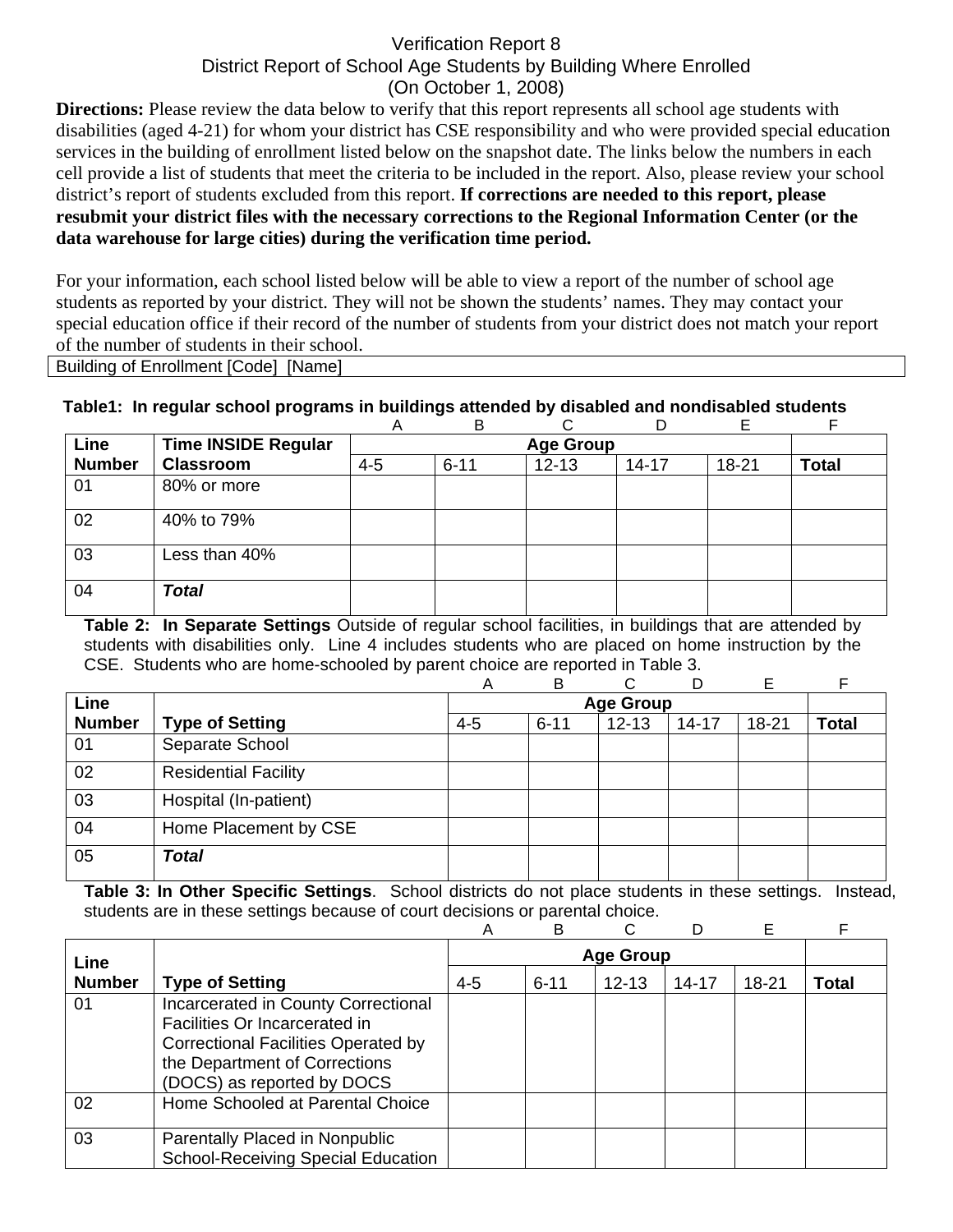Verification Report 8
District Report of School Age Students by Building Where Enrolled
(On October 1, 2008)

**Directions:** Please review the data below to verify that this report represents all school age students with disabilities (aged 4-21) for whom your district has CSE responsibility and who were provided special education services in the building of enrollment listed below on the snapshot date. The links below the numbers in each cell provide a list of students that meet the criteria to be included in the report. Also, please review your school district's report of students excluded from this report. **If corrections are needed to this report, please resubmit your district files with the necessary corrections to the Regional Information Center (or the data warehouse for large cities) during the verification time period.**

For your information, each school listed below will be able to view a report of the number of school age students as reported by your district. They will not be shown the students' names. They may contact your special education office if their record of the number of students from your district does not match your report of the number of students in their school.

| Building of Enrollment [Code] [Name] |
|---|

**Table1: In regular school programs in buildings attended by disabled and nondisabled students**

| | | A | B | C | D | E | F |
|---|---|---|---|---|---|---|---|
| **Line Number** | **Time INSIDE Regular Classroom** | **Age Group** | | | | | |
| | | 4-5 | 6-11 | 12-13 | 14-17 | 18-21 | **Total** |
| 01 | 80% or more | | | | | | |
| 02 | 40% to 79% | | | | | | |
| 03 | Less than 40% | | | | | | |
| 04 | ***Total*** | | | | | | |

**Table 2: In Separate Settings** Outside of regular school facilities, in buildings that are attended by students with disabilities only. Line 4 includes students who are placed on home instruction by the CSE. Students who are home-schooled by parent choice are reported in Table 3.

| | | A | B | C | D | E | F |
|---|---|---|---|---|---|---|---|
| **Line Number** | **Type of Setting** | **Age Group** | | | | | |
| | | 4-5 | 6-11 | 12-13 | 14-17 | 18-21 | **Total** |
| 01 | Separate School | | | | | | |
| 02 | Residential Facility | | | | | | |
| 03 | Hospital (In-patient) | | | | | | |
| 04 | Home Placement by CSE | | | | | | |
| 05 | ***Total*** | | | | | | |

**Table 3: In Other Specific Settings**. School districts do not place students in these settings. Instead, students are in these settings because of court decisions or parental choice.

| | | A | B | C | D | E | F |
|---|---|---|---|---|---|---|---|
| **Line Number** | **Type of Setting** | **Age Group** | | | | | |
| | | 4-5 | 6-11 | 12-13 | 14-17 | 18-21 | **Total** |
| 01 | Incarcerated in County Correctional Facilities Or Incarcerated in Correctional Facilities Operated by the Department of Corrections (DOCS) as reported by DOCS | | | | | | |
| 02 | Home Schooled at Parental Choice | | | | | | |
| 03 | Parentally Placed in Nonpublic School-Receiving Special Education | | | | | | |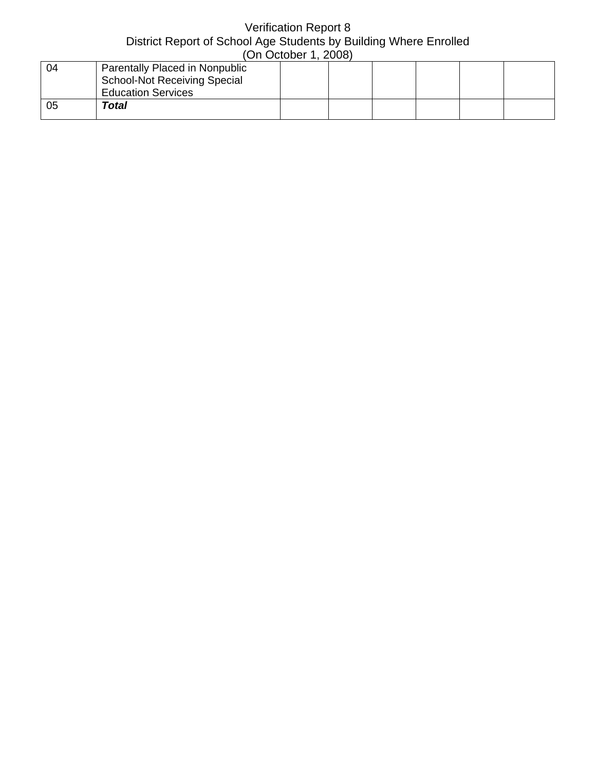Verification Report 8
District Report of School Age Students by Building Where Enrolled
(On October 1, 2008)

| | | | | | | | |
|---|---|---|---|---|---|---|---|
| 04 | Parentally Placed in Nonpublic School-Not Receiving Special Education Services | | | | | | |
| 05 | ***Total*** | | | | | | |